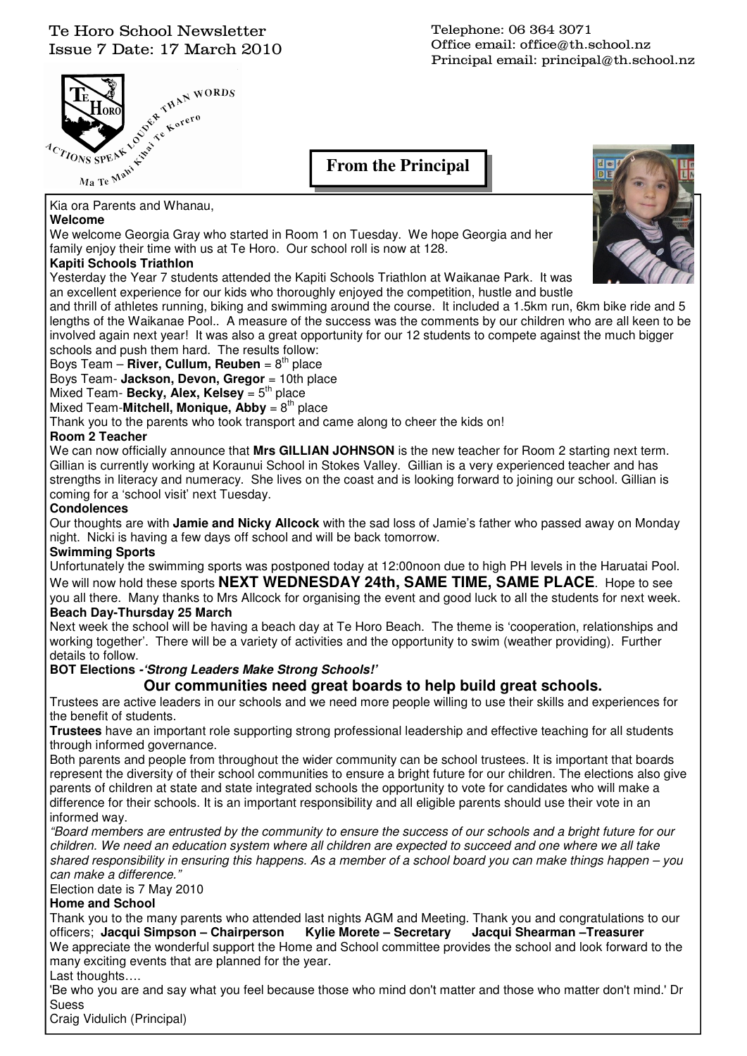Te Horo School Newsletter
Issue 7 Date: 17 March 2010

Telephone: 06 364 3071
Office email: office@th.school.nz
Principal email: principal@th.school.nz

ACTIONS SPEAK LOUDER THAN WORDS
Ma Te Mahi Kitea Te Korero

# From the Principal

Kia ora Parents and Whanau,

**Welcome**

We welcome Georgia Gray who started in Room 1 on Tuesday. We hope Georgia and her family enjoy their time with us at Te Horo. Our school roll is now at 128.

**Kapiti Schools Triathlon**

Yesterday the Year 7 students attended the Kapiti Schools Triathlon at Waikanae Park. It was an excellent experience for our kids who thoroughly enjoyed the competition, hustle and bustle and thrill of athletes running, biking and swimming around the course. It included a 1.5km run, 6km bike ride and 5 lengths of the Waikanae Pool.. A measure of the success was the comments by our children who are all keen to be involved again next year! It was also a great opportunity for our 12 students to compete against the much bigger schools and push them hard. The results follow:

Boys Team – **River, Cullum, Reuben** = 8th place
Boys Team- **Jackson, Devon, Gregor** = 10th place
Mixed Team- **Becky, Alex, Kelsey** = 5th place
Mixed Team-**Mitchell, Monique, Abby** = 8th place

Thank you to the parents who took transport and came along to cheer the kids on!

**Room 2 Teacher**

We can now officially announce that **Mrs GILLIAN JOHNSON** is the new teacher for Room 2 starting next term. Gillian is currently working at Koraunui School in Stokes Valley. Gillian is a very experienced teacher and has strengths in literacy and numeracy. She lives on the coast and is looking forward to joining our school. Gillian is coming for a 'school visit' next Tuesday.

**Condolences**

Our thoughts are with **Jamie and Nicky Allcock** with the sad loss of Jamie's father who passed away on Monday night. Nicki is having a few days off school and will be back tomorrow.

**Swimming Sports**

Unfortunately the swimming sports was postponed today at 12:00noon due to high PH levels in the Haruatai Pool. We will now hold these sports **NEXT WEDNESDAY 24th, SAME TIME, SAME PLACE**. Hope to see you all there. Many thanks to Mrs Allcock for organising the event and good luck to all the students for next week.

**Beach Day-Thursday 25 March**

Next week the school will be having a beach day at Te Horo Beach. The theme is 'cooperation, relationships and working together'. There will be a variety of activities and the opportunity to swim (weather providing). Further details to follow.

**BOT Elections -*'Strong Leaders Make Strong Schools!'***

**Our communities need great boards to help build great schools.**

Trustees are active leaders in our schools and we need more people willing to use their skills and experiences for the benefit of students.

**Trustees** have an important role supporting strong professional leadership and effective teaching for all students through informed governance.

Both parents and people from throughout the wider community can be school trustees. It is important that boards represent the diversity of their school communities to ensure a bright future for our children. The elections also give parents of children at state and state integrated schools the opportunity to vote for candidates who will make a difference for their schools. It is an important responsibility and all eligible parents should use their vote in an informed way.

*"Board members are entrusted by the community to ensure the success of our schools and a bright future for our children. We need an education system where all children are expected to succeed and one where we all take shared responsibility in ensuring this happens. As a member of a school board you can make things happen – you can make a difference."*

Election date is 7 May 2010

**Home and School**

Thank you to the many parents who attended last nights AGM and Meeting. Thank you and congratulations to our officers; **Jacqui Simpson – Chairperson Kylie Morete – Secretary Jacqui Shearman –Treasurer**

We appreciate the wonderful support the Home and School committee provides the school and look forward to the many exciting events that are planned for the year.

Last thoughts….

'Be who you are and say what you feel because those who mind don't matter and those who matter don't mind.' Dr Suess

Craig Vidulich (Principal)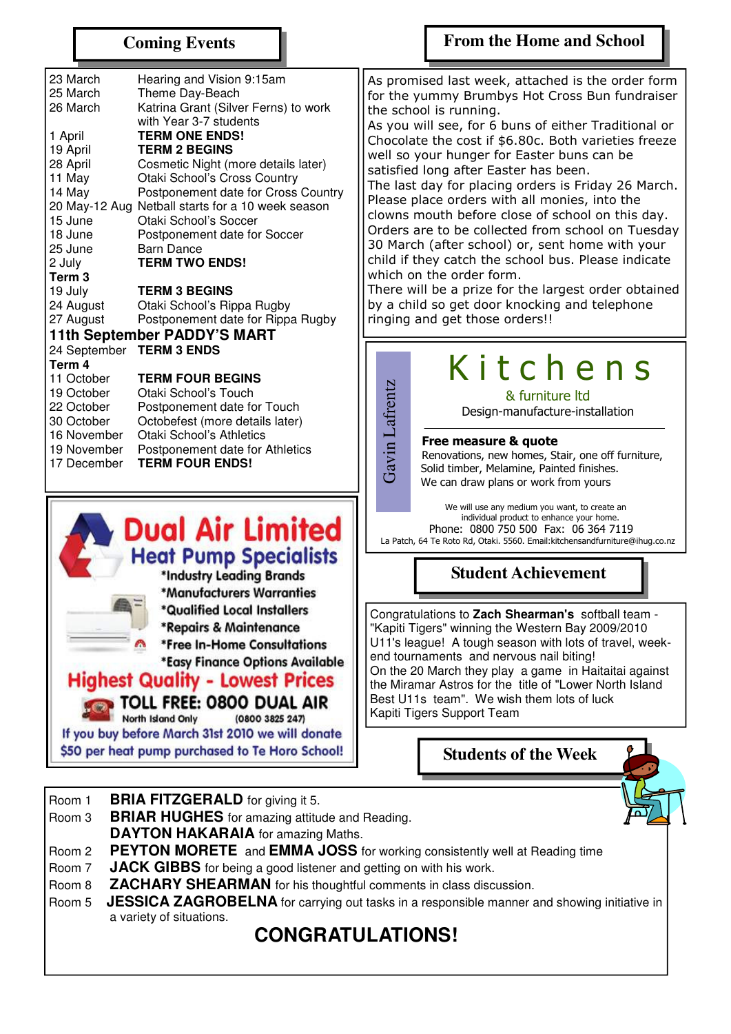## Coming Events

| | |
|---|---|
| 23 March | Hearing and Vision 9:15am |
| 25 March | Theme Day-Beach |
| 26 March | Katrina Grant (Silver Ferns) to work with Year 3-7 students |
| 1 April | **TERM ONE ENDS!** |
| 19 April | **TERM 2 BEGINS** |
| 28 April | Cosmetic Night (more details later) |
| 11 May | Otaki School's Cross Country |
| 14 May | Postponement date for Cross Country |
| 20 May-12 Aug | Netball starts for a 10 week season |
| 15 June | Otaki School's Soccer |
| 18 June | Postponement date for Soccer |
| 25 June | Barn Dance |
| 2 July | **TERM TWO ENDS!** |
| **Term 3** | |
| 19 July | **TERM 3 BEGINS** |
| 24 August | Otaki School's Rippa Rugby |
| 27 August | Postponement date for Rippa Rugby |
| **11th September PADDY'S MART** | |
| 24 September | **TERM 3 ENDS** |
| **Term 4** | |
| 11 October | **TERM FOUR BEGINS** |
| 19 October | Otaki School's Touch |
| 22 October | Postponement date for Touch |
| 30 October | Octobefest (more details later) |
| 16 November | Otaki School's Athletics |
| 19 November | Postponement date for Athletics |
| 17 December | **TERM FOUR ENDS!** |

**Dual Air Limited**
**Heat Pump Specialists**

*Industry Leading Brands
*Manufacturers Warranties
*Qualified Local Installers
*Repairs & Maintenance
*Free In-Home Consultations
*Easy Finance Options Available

**Highest Quality - Lowest Prices**

**TOLL FREE: 0800 DUAL AIR**
North Island Only (0800 3825 247)

If you buy before March 31st 2010 we will donate $50 per heat pump purchased to Te Horo School!

## From the Home and School

As promised last week, attached is the order form for the yummy Brumbys Hot Cross Bun fundraiser the school is running.

As you will see, for 6 buns of either Traditional or Chocolate the cost if $6.80c. Both varieties freeze well so your hunger for Easter buns can be satisfied long after Easter has been.

The last day for placing orders is Friday 26 March. Please place orders with all monies, into the clowns mouth before close of school on this day. Orders are to be collected from school on Tuesday 30 March (after school) or, sent home with your child if they catch the school bus. Please indicate which on the order form.

There will be a prize for the largest order obtained by a child so get door knocking and telephone ringing and get those orders!!

Gavin Lafrentz

**Kitchens**
& furniture ltd
Design-manufacture-installation

**Free measure & quote**
Renovations, new homes, Stair, one off furniture,
Solid timber, Melamine, Painted finishes.
We can draw plans or work from yours

We will use any medium you want, to create an individual product to enhance your home.
Phone: 0800 750 500 Fax: 06 364 7119
La Patch, 64 Te Roto Rd, Otaki. 5560. Email:kitchensandfurniture@ihug.co.nz

## Student Achievement

Congratulations to **Zach Shearman's** softball team - "Kapiti Tigers" winning the Western Bay 2009/2010 U11's league! A tough season with lots of travel, week-end tournaments and nervous nail biting!

On the 20 March they play a game in Haitaitai against the Miramar Astros for the title of "Lower North Island Best U11s team". We wish them lots of luck

Kapiti Tigers Support Team

## Students of the Week

Room 1 **BRIA FITZGERALD** for giving it 5.
Room 3 **BRIAR HUGHES** for amazing attitude and Reading.
**DAYTON HAKARAIA** for amazing Maths.
Room 2 **PEYTON MORETE** and **EMMA JOSS** for working consistently well at Reading time
Room 7 **JACK GIBBS** for being a good listener and getting on with his work.
Room 8 **ZACHARY SHEARMAN** for his thoughtful comments in class discussion.
Room 5 **JESSICA ZAGROBELNA** for carrying out tasks in a responsible manner and showing initiative in a variety of situations.

**CONGRATULATIONS!**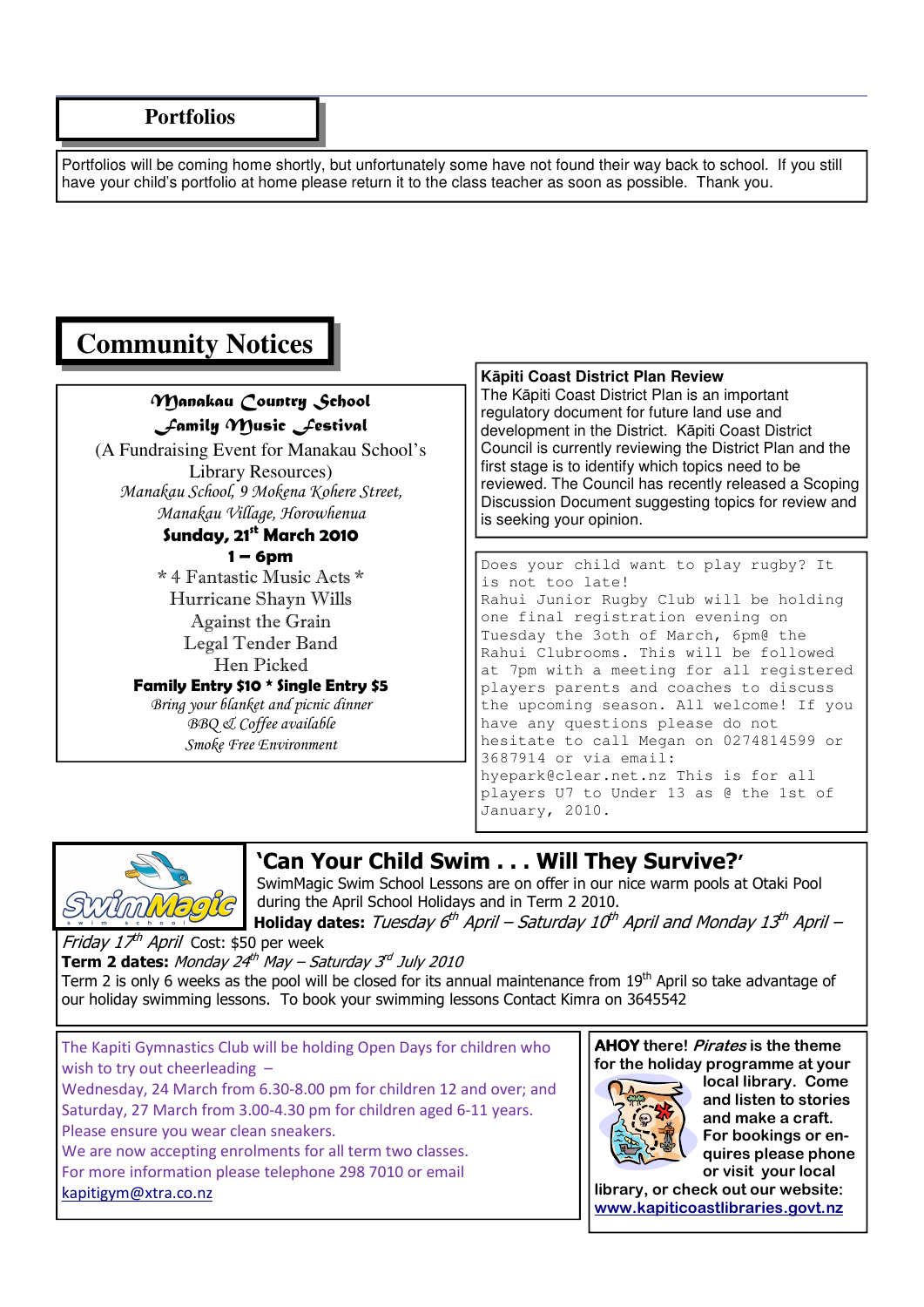## Portfolios

Portfolios will be coming home shortly, but unfortunately some have not found their way back to school. If you still have your child's portfolio at home please return it to the class teacher as soon as possible. Thank you.

# Community Notices

**Manakau Country School**
**Family Music Festival**

(A Fundraising Event for Manakau School's Library Resources)

*Manakau School, 9 Mokena Kohere Street, Manakau Village, Horowhenua*

**Sunday, 21st March 2010**

**1 – 6pm**

\* 4 Fantastic Music Acts \*

Hurricane Shayn Wills

Against the Grain

Legal Tender Band

Hen Picked

**Family Entry $10 \* Single Entry $5**

*Bring your blanket and picnic dinner*

*BBQ & Coffee available*

*Smoke Free Environment*

**Kāpiti Coast District Plan Review**

The Kāpiti Coast District Plan is an important regulatory document for future land use and development in the District. Kāpiti Coast District Council is currently reviewing the District Plan and the first stage is to identify which topics need to be reviewed. The Council has recently released a Scoping Discussion Document suggesting topics for review and is seeking your opinion.

Does your child want to play rugby? It is not too late! Rahui Junior Rugby Club will be holding one final registration evening on Tuesday the 3oth of March, 6pm@ the Rahui Clubrooms. This will be followed at 7pm with a meeting for all registered players parents and coaches to discuss the upcoming season. All welcome! If you have any questions please do not hesitate to call Megan on 0274814599 or 3687914 or via email: hyepark@clear.net.nz This is for all players U7 to Under 13 as @ the 1st of January, 2010.

## 'Can Your Child Swim . . . Will They Survive?'

SwimMagic Swim School Lessons are on offer in our nice warm pools at Otaki Pool during the April School Holidays and in Term 2 2010.

**Holiday dates:** *Tuesday 6th April – Saturday 10th April and Monday 13th April – Friday 17th April* Cost: $50 per week

**Term 2 dates:** *Monday 24th May – Saturday 3rd July 2010*

Term 2 is only 6 weeks as the pool will be closed for its annual maintenance from 19th April so take advantage of our holiday swimming lessons. To book your swimming lessons Contact Kimra on 3645542

The Kapiti Gymnastics Club will be holding Open Days for children who wish to try out cheerleading –
Wednesday, 24 March from 6.30-8.00 pm for children 12 and over; and Saturday, 27 March from 3.00-4.30 pm for children aged 6-11 years.
Please ensure you wear clean sneakers.
We are now accepting enrolments for all term two classes.
For more information please telephone 298 7010 or email kapitigym@xtra.co.nz

**AHOY there! *Pirates* is the theme for the holiday programme at your local library. Come and listen to stories and make a craft. For bookings or enquires please phone or visit your local library, or check out our website: www.kapiticoastlibraries.govt.nz**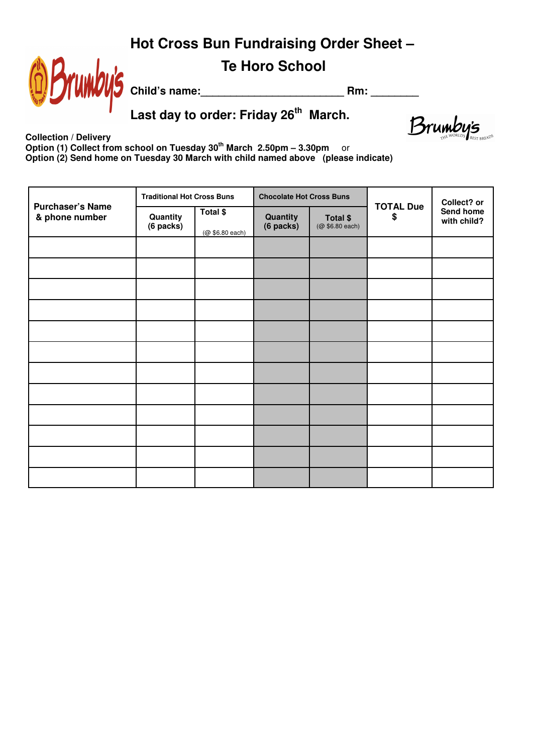# Hot Cross Bun Fundraising Order Sheet – Te Horo School

**Child's name:_______________________ Rm: ________**

**Last day to order: Friday 26th March.**

**Collection / Delivery**
**Option (1) Collect from school on Tuesday 30th March 2.50pm – 3.30pm** or
**Option (2) Send home on Tuesday 30 March with child named above (please indicate)**

| Purchaser's Name & phone number | Traditional Hot Cross Buns | | Chocolate Hot Cross Buns | | TOTAL Due $ | Collect? or Send home with child? |
|---|---|---|---|---|---|---|
| | Quantity (6 packs) | Total $ (@ $6.80 each) | Quantity (6 packs) | Total $ (@ $6.80 each) | | |
| | | | | | | |
| | | | | | | |
| | | | | | | |
| | | | | | | |
| | | | | | | |
| | | | | | | |
| | | | | | | |
| | | | | | | |
| | | | | | | |
| | | | | | | |
| | | | | | | |
| | | | | | | |